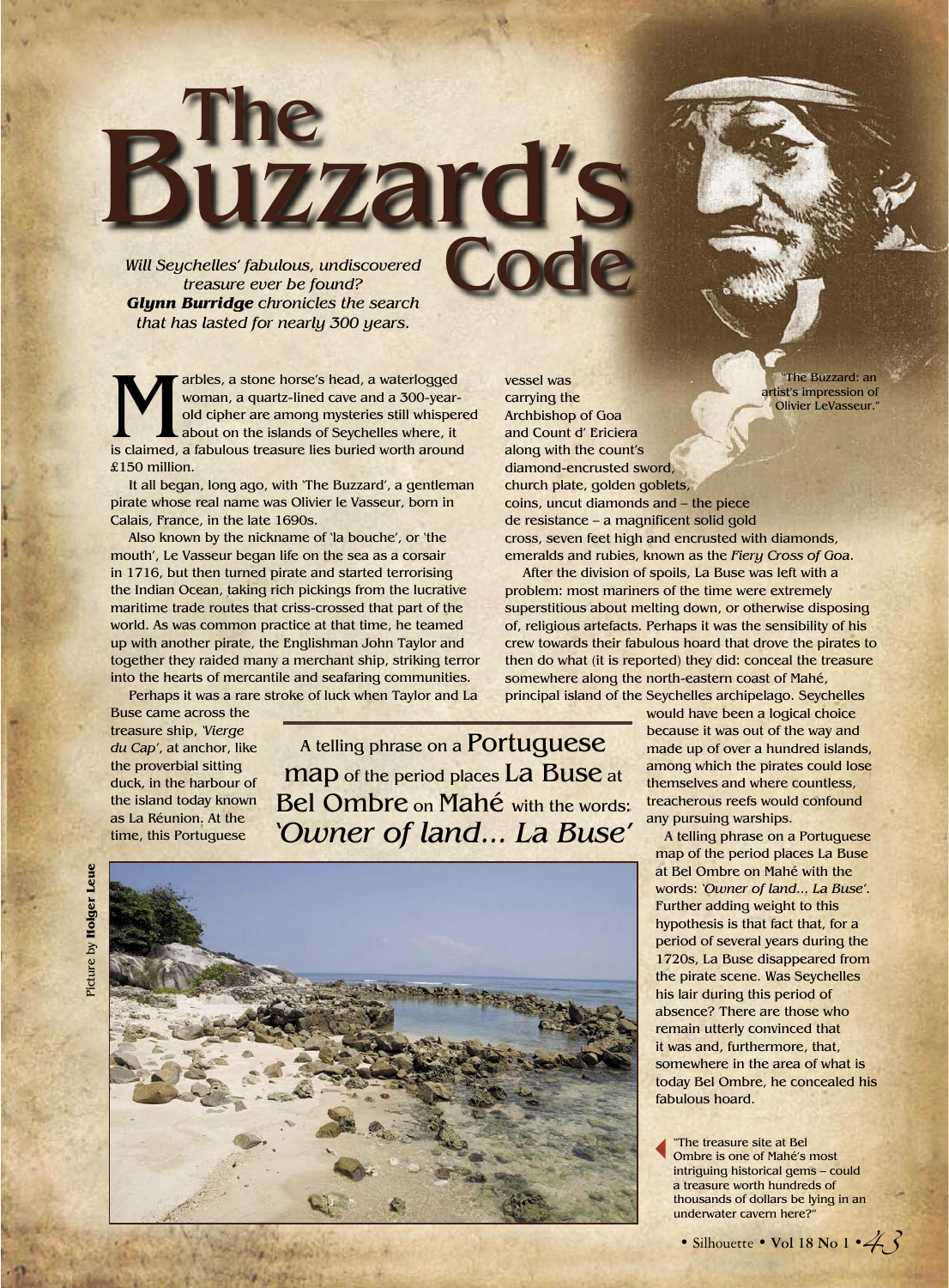# The Buzzard's Code

*Will Seychelles' fabulous, undiscovered treasure ever be found? **Glynn Burridge** chronicles the search that has lasted for nearly 300 years.*

Marbles, a stone horse's head, a waterlogged woman, a quartz-lined cave and a 300-year-old cipher are among mysteries still whispered about on the islands of Seychelles where, it is claimed, a fabulous treasure lies buried worth around £150 million.

It all began, long, long ago, with 'The Buzzard', a gentleman pirate whose real name was Olivier le Vasseur, born in Calais, France, in the late 1690s.

Also known by the nickname of 'la bouche', or 'the mouth', Le Vasseur began life on the sea as a corsair in 1716, but then turned pirate and started terrorising the Indian Ocean, taking rich pickings from the lucrative maritime trade routes that criss-crossed that part of the world. As was common practice at that time, he teamed up with another pirate, the Englishman John Taylor and together they raided many a merchant ship, striking terror into the hearts of mercantile and seafaring communities.

Perhaps it was a rare stroke of luck when Taylor and La Buse came across the treasure ship, *'Vierge du Cap'*, at anchor, like the proverbial sitting duck, in the harbour of the island today known as La Réunion. At the time, this Portuguese vessel was carrying the Archbishop of Goa and Count d' Ericiera along with the count's diamond-encrusted sword, church plate, golden goblets, coins, uncut diamonds and – the piece de resistance – a magnificent solid gold cross, seven feet high and encrusted with diamonds, emeralds and rubies, known as the *Fiery Cross of Goa*.

"The Buzzard: an artist's impression of Olivier LeVasseur."

After the division of spoils, La Buse was left with a problem: most mariners of the time were extremely superstitious about melting down, or otherwise disposing of, religious artefacts. Perhaps it was the sensibility of his crew towards their fabulous hoard that drove the pirates to then do what (it is reported) they did: conceal the treasure somewhere along the north-eastern coast of Mahé, principal island of the Seychelles archipelago. Seychelles would have been a logical choice because it was out of the way and made up of over a hundred islands, among which the pirates could lose themselves and where countless, treacherous reefs would confound any pursuing warships.

> A telling phrase on a Portuguese map of the period places La Buse at Bel Ombre on Mahé with the words: *'Owner of land... La Buse'*

A telling phrase on a Portuguese map of the period places La Buse at Bel Ombre on Mahé with the words: *'Owner of land... La Buse'*. Further adding weight to this hypothesis is that fact that, for a period of several years during the 1720s, La Buse disappeared from the pirate scene. Was Seychelles his lair during this period of absence? There are those who remain utterly convinced that it was and, furthermore, that, somewhere in the area of what is today Bel Ombre, he concealed his fabulous hoard.

Picture by **Holger Leue**

"The treasure site at Bel Ombre is one of Mahé's most intriguing historical gems – could a treasure worth hundreds of thousands of dollars be lying in an underwater cavern here?"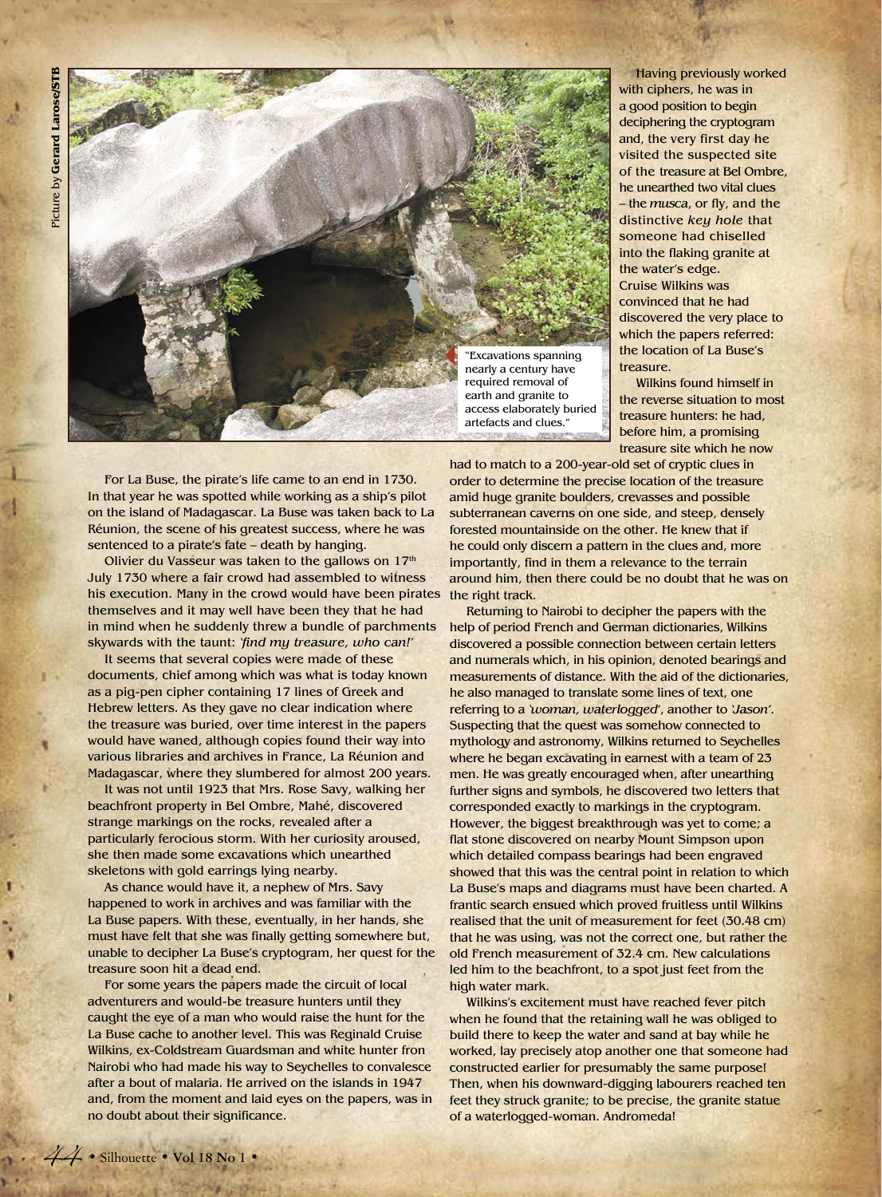Picture by **Gerard Larose/STB**

"Excavations spanning nearly a century have required removal of earth and granite to access elaborately buried artefacts and clues."

Having previously worked with ciphers, he was in a good position to begin deciphering the cryptogram and, the very first day he visited the suspected site of the treasure at Bel Ombre, he unearthed two vital clues – the *musca*, or fly, and the distinctive *key hole* that someone had chiselled into the flaking granite at the water's edge. Cruise Wilkins was convinced that he had discovered the very place to which the papers referred: the location of La Buse's treasure.

Wilkins found himself in the reverse situation to most treasure hunters: he had, before him, a promising treasure site which he now had to match to a 200-year-old set of cryptic clues in order to determine the precise location of the treasure amid huge granite boulders, crevasses and possible subterranean caverns on one side, and steep, densely forested mountainside on the other. He knew that if he could only discern a pattern in the clues and, more importantly, find in them a relevance to the terrain around him, then there could be no doubt that he was on the right track.

Returning to Nairobi to decipher the papers with the help of period French and German dictionaries, Wilkins discovered a possible connection between certain letters and numerals which, in his opinion, denoted bearings and measurements of distance. With the aid of the dictionaries, he also managed to translate some lines of text, one referring to a *'woman, waterlogged'*, another to *'Jason'*. Suspecting that the quest was somehow connected to mythology and astronomy, Wilkins returned to Seychelles where he began excavating in earnest with a team of 23 men. He was greatly encouraged when, after unearthing further signs and symbols, he discovered two letters that corresponded exactly to markings in the cryptogram. However, the biggest breakthrough was yet to come; a flat stone discovered on nearby Mount Simpson upon which detailed compass bearings had been engraved showed that this was the central point in relation to which La Buse's maps and diagrams must have been charted. A frantic search ensued which proved fruitless until Wilkins realised that the unit of measurement for feet (30.48 cm) that he was using, was not the correct one, but rather the old French measurement of 32.4 cm. New calculations led him to the beachfront, to a spot just feet from the high water mark.

Wilkins's excitement must have reached fever pitch when he found that the retaining wall he was obliged to build there to keep the water and sand at bay while he worked, lay precisely atop another one that someone had constructed earlier for presumably the same purpose! Then, when his downward-digging labourers reached ten feet they struck granite; to be precise, the granite statue of a waterlogged-woman. Andromeda!

For La Buse, the pirate's life came to an end in 1730. In that year he was spotted while working as a ship's pilot on the island of Madagascar. La Buse was taken back to La Réunion, the scene of his greatest success, where he was sentenced to a pirate's fate – death by hanging.

Olivier du Vasseur was taken to the gallows on 17th July 1730 where a fair crowd had assembled to witness his execution. Many in the crowd would have been pirates themselves and it may well have been they that he had in mind when he suddenly threw a bundle of parchments skywards with the taunt: *'find my treasure, who can!'*

It seems that several copies were made of these documents, chief among which was what is today known as a pig-pen cipher containing 17 lines of Greek and Hebrew letters. As they gave no clear indication where the treasure was buried, over time interest in the papers would have waned, although copies found their way into various libraries and archives in France, La Réunion and Madagascar, where they slumbered for almost 200 years.

It was not until 1923 that Mrs. Rose Savy, walking her beachfront property in Bel Ombre, Mahé, discovered strange markings on the rocks, revealed after a particularly ferocious storm. With her curiosity aroused, she then made some excavations which unearthed skeletons with gold earrings lying nearby.

As chance would have it, a nephew of Mrs. Savy happened to work in archives and was familiar with the La Buse papers. With these, eventually, in her hands, she must have felt that she was finally getting somewhere but, unable to decipher La Buse's cryptogram, her quest for the treasure soon hit a dead end.

For some years the papers made the circuit of local adventurers and would-be treasure hunters until they caught the eye of a man who would raise the hunt for the La Buse cache to another level. This was Reginald Cruise Wilkins, ex-Coldstream Guardsman and white hunter fron Nairobi who had made his way to Seychelles to convalesce after a bout of malaria. He arrived on the islands in 1947 and, from the moment and laid eyes on the papers, was in no doubt about their significance.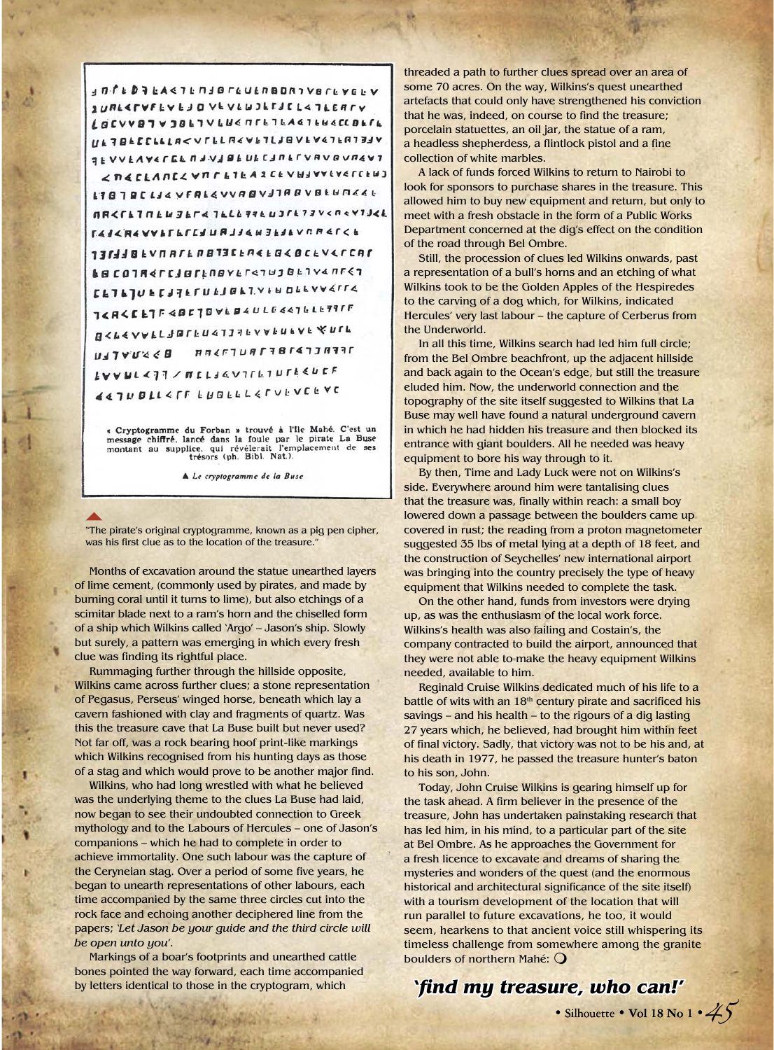« Cryptogramme du Forban » trouvé à l'île Mahé. C'est un message chiffré, lancé dans la foule par le pirate La Buse montant au supplice, qui révélerait l'emplacement de ses trésors (ph. Bibl. Nat.).

▲ *Le cryptogramme de la Buse*

"The pirate's original cryptogramme, known as a pig pen cipher, was his first clue as to the location of the treasure."

Months of excavation around the statue unearthed layers of lime cement, (commonly used by pirates, and made by burning coral until it turns to lime), but also etchings of a scimitar blade next to a ram's horn and the chiselled form of a ship which Wilkins called 'Argo' – Jason's ship. Slowly but surely, a pattern was emerging in which every fresh clue was finding its rightful place.

Rummaging further through the hillside opposite, Wilkins came across further clues; a stone representation of Pegasus, Perseus' winged horse, beneath which lay a cavern fashioned with clay and fragments of quartz. Was this the treasure cave that La Buse built but never used? Not far off, was a rock bearing hoof print-like markings which Wilkins recognised from his hunting days as those of a stag and which would prove to be another major find.

Wilkins, who had long wrestled with what he believed was the underlying theme to the clues La Buse had laid, now began to see their undoubted connection to Greek mythology and to the Labours of Hercules – one of Jason's companions – which he had to complete in order to achieve immortality. One such labour was the capture of the Ceryneian stag. Over a period of some five years, he began to unearth representations of other labours, each time accompanied by the same three circles cut into the rock face and echoing another deciphered line from the papers; *'Let Jason be your guide and the third circle will be open unto you'*.

Markings of a boar's footprints and unearthed cattle bones pointed the way forward, each time accompanied by letters identical to those in the cryptogram, which threaded a path to further clues spread over an area of some 70 acres. On the way, Wilkins's quest unearthed artefacts that could only have strengthened his conviction that he was, indeed, on course to find the treasure; porcelain statuettes, an oil jar, the statue of a ram, a headless shepherdess, a flintlock pistol and a fine collection of white marbles.

A lack of funds forced Wilkins to return to Nairobi to look for sponsors to purchase shares in the treasure. This allowed him to buy new equipment and return, but only to meet with a fresh obstacle in the form of a Public Works Department concerned at the dig's effect on the condition of the road through Bel Ombre.

Still, the procession of clues led Wilkins onwards, past a representation of a bull's horns and an etching of what Wilkins took to be the Golden Apples of the Hespiredes to the carving of a dog which, for Wilkins, indicated Hercules' very last labour – the capture of Cerberus from the Underworld.

In all this time, Wilkins search had led him full circle; from the Bel Ombre beachfront, up the adjacent hillside and back again to the Ocean's edge, but still the treasure eluded him. Now, the underworld connection and the topography of the site itself suggested to Wilkins that La Buse may well have found a natural underground cavern in which he had hidden his treasure and then blocked its entrance with giant boulders. All he needed was heavy equipment to bore his way through to it.

By then, Time and Lady Luck were not on Wilkins's side. Everywhere around him were tantalising clues that the treasure was, finally within reach: a small boy lowered down a passage between the boulders came up covered in rust; the reading from a proton magnetometer suggested 35 lbs of metal lying at a depth of 18 feet, and the construction of Seychelles' new international airport was bringing into the country precisely the type of heavy equipment that Wilkins needed to complete the task.

On the other hand, funds from investors were drying up, as was the enthusiasm of the local work force. Wilkins's health was also failing and Costain's, the company contracted to build the airport, announced that they were not able to make the heavy equipment Wilkins needed, available to him.

Reginald Cruise Wilkins dedicated much of his life to a battle of wits with an 18th century pirate and sacrificed his savings – and his health – to the rigours of a dig lasting 27 years which, he believed, had brought him within feet of final victory. Sadly, that victory was not to be his and, at his death in 1977, he passed the treasure hunter's baton to his son, John.

Today, John Cruise Wilkins is gearing himself up for the task ahead. A firm believer in the presence of the treasure, John has undertaken painstaking research that has led him, in his mind, to a particular part of the site at Bel Ombre. As he approaches the Government for a fresh licence to excavate and dreams of sharing the mysteries and wonders of the quest (and the enormous historical and architectural significance of the site itself) with a tourism development of the location that will run parallel to future excavations, he too, it would seem, hearkens to that ancient voice still whispering its timeless challenge from somewhere among the granite boulders of northern Mahé: ❍

***'find my treasure, who can!'***